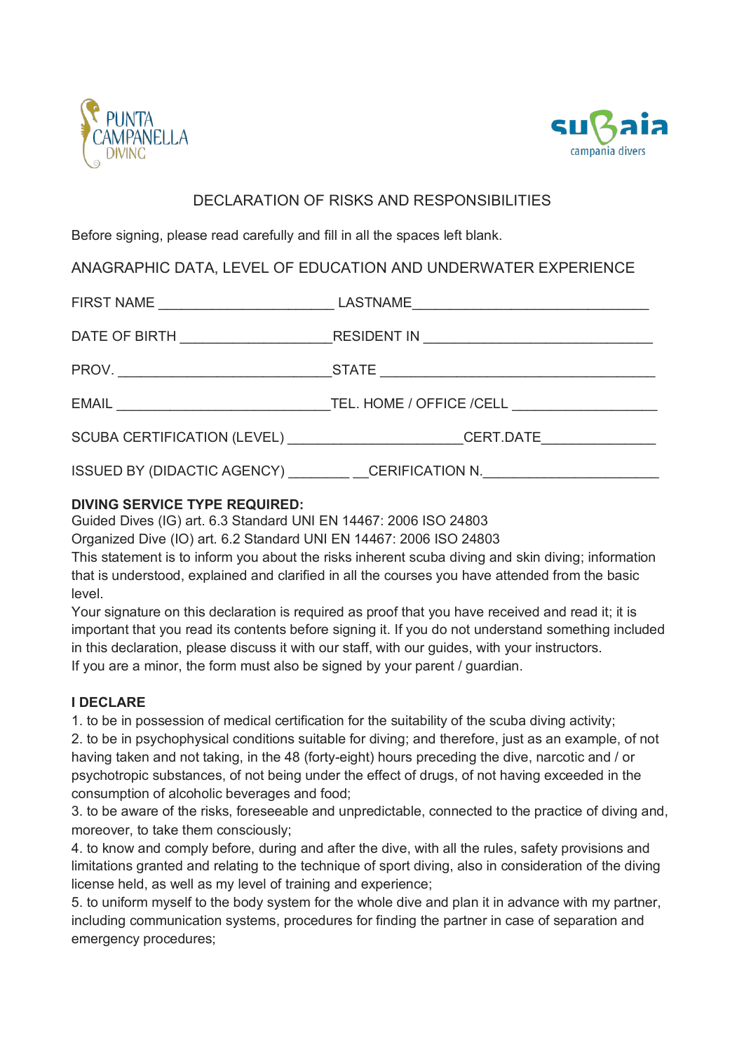# DECLARATION OF RISKS AND RESPONSIBILITIES

Before signing, please read carefully and fill in all the spaces left blank.

## ANAGRAPHIC DATA, LEVEL OF EDUCATION AND UNDERWATER EXPERIENCE

FIRST NAME ______________________ LASTNAME______________________________

DATE OF BIRTH ___________________RESIDENT IN _____________________________

PROV. ___________________________STATE ___________________________________

EMAIL ___________________________TEL. HOME / OFFICE /CELL __________________

SCUBA CERTIFICATION (LEVEL) _____________________CERT.DATE______________

ISSUED BY (DIDACTIC AGENCY) ________ __CERIFICATION N._____________________

**DIVING SERVICE TYPE REQUIRED:**
Guided Dives (IG) art. 6.3 Standard UNI EN 14467: 2006 ISO 24803
Organized Dive (IO) art. 6.2 Standard UNI EN 14467: 2006 ISO 24803
This statement is to inform you about the risks inherent scuba diving and skin diving; information that is understood, explained and clarified in all the courses you have attended from the basic level.
Your signature on this declaration is required as proof that you have received and read it; it is important that you read its contents before signing it. If you do not understand something included in this declaration, please discuss it with our staff, with our guides, with your instructors.
If you are a minor, the form must also be signed by your parent / guardian.

**I DECLARE**

1. to be in possession of medical certification for the suitability of the scuba diving activity;
2. to be in psychophysical conditions suitable for diving; and therefore, just as an example, of not having taken and not taking, in the 48 (forty-eight) hours preceding the dive, narcotic and / or psychotropic substances, of not being under the effect of drugs, of not having exceeded in the consumption of alcoholic beverages and food;
3. to be aware of the risks, foreseeable and unpredictable, connected to the practice of diving and, moreover, to take them consciously;
4. to know and comply before, during and after the dive, with all the rules, safety provisions and limitations granted and relating to the technique of sport diving, also in consideration of the diving license held, as well as my level of training and experience;
5. to uniform myself to the body system for the whole dive and plan it in advance with my partner, including communication systems, procedures for finding the partner in case of separation and emergency procedures;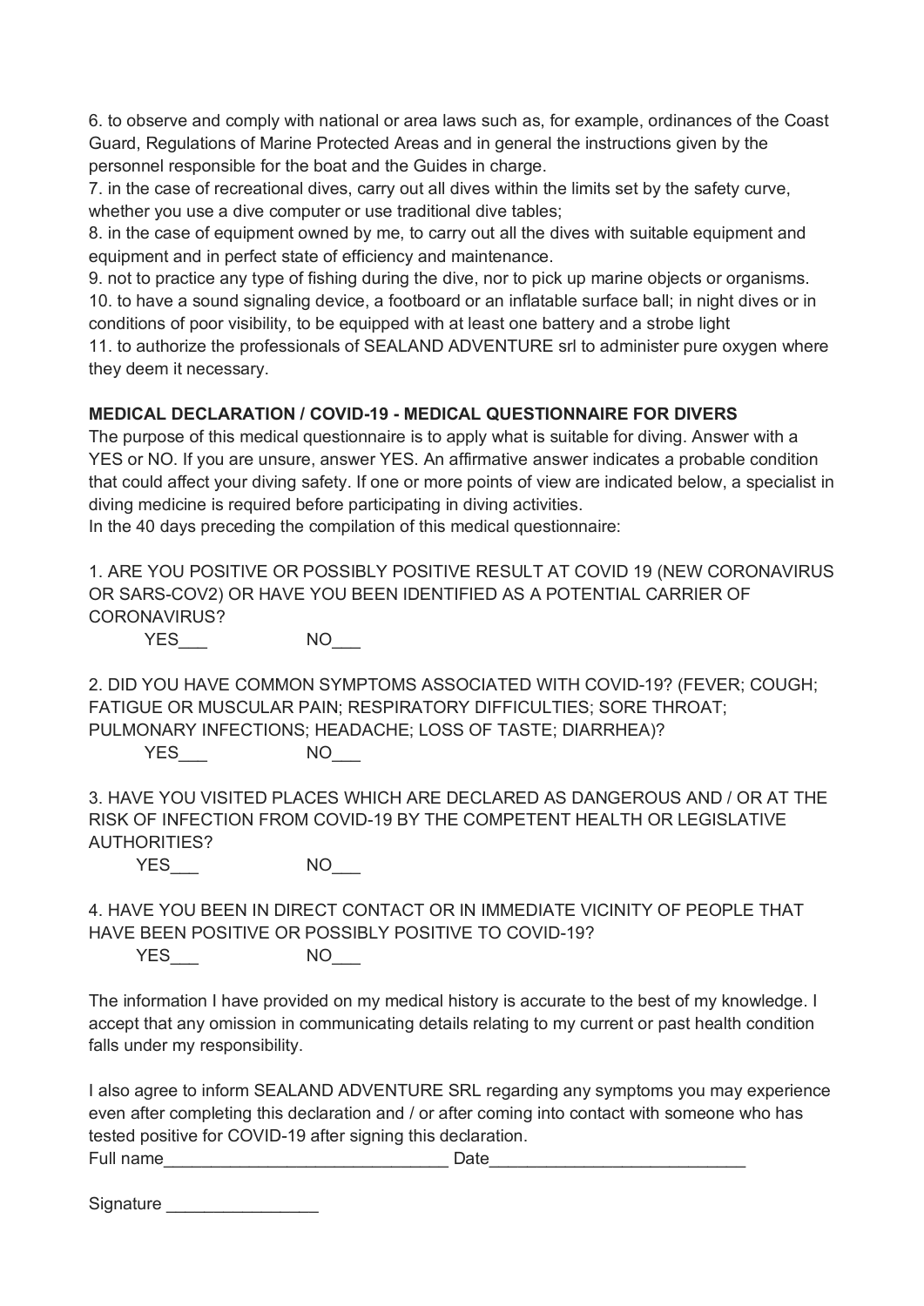6. to observe and comply with national or area laws such as, for example, ordinances of the Coast Guard, Regulations of Marine Protected Areas and in general the instructions given by the personnel responsible for the boat and the Guides in charge.
7. in the case of recreational dives, carry out all dives within the limits set by the safety curve, whether you use a dive computer or use traditional dive tables;
8. in the case of equipment owned by me, to carry out all the dives with suitable equipment and equipment and in perfect state of efficiency and maintenance.
9. not to practice any type of fishing during the dive, nor to pick up marine objects or organisms.
10. to have a sound signaling device, a footboard or an inflatable surface ball; in night dives or in conditions of poor visibility, to be equipped with at least one battery and a strobe light
11. to authorize the professionals of SEALAND ADVENTURE srl to administer pure oxygen where they deem it necessary.

**MEDICAL DECLARATION / COVID-19 - MEDICAL QUESTIONNAIRE FOR DIVERS**

The purpose of this medical questionnaire is to apply what is suitable for diving. Answer with a YES or NO. If you are unsure, answer YES. An affirmative answer indicates a probable condition that could affect your diving safety. If one or more points of view are indicated below, a specialist in diving medicine is required before participating in diving activities.
In the 40 days preceding the compilation of this medical questionnaire:

1. ARE YOU POSITIVE OR POSSIBLY POSITIVE RESULT AT COVID 19 (NEW CORONAVIRUS OR SARS-COV2) OR HAVE YOU BEEN IDENTIFIED AS A POTENTIAL CARRIER OF CORONAVIRUS?

   YES___ NO___

2. DID YOU HAVE COMMON SYMPTOMS ASSOCIATED WITH COVID-19? (FEVER; COUGH; FATIGUE OR MUSCULAR PAIN; RESPIRATORY DIFFICULTIES; SORE THROAT; PULMONARY INFECTIONS; HEADACHE; LOSS OF TASTE; DIARRHEA)?

   YES___ NO___

3. HAVE YOU VISITED PLACES WHICH ARE DECLARED AS DANGEROUS AND / OR AT THE RISK OF INFECTION FROM COVID-19 BY THE COMPETENT HEALTH OR LEGISLATIVE AUTHORITIES?

   YES___ NO___

4. HAVE YOU BEEN IN DIRECT CONTACT OR IN IMMEDIATE VICINITY OF PEOPLE THAT HAVE BEEN POSITIVE OR POSSIBLY POSITIVE TO COVID-19?

   YES___ NO___

The information I have provided on my medical history is accurate to the best of my knowledge. I accept that any omission in communicating details relating to my current or past health condition falls under my responsibility.

I also agree to inform SEALAND ADVENTURE SRL regarding any symptoms you may experience even after completing this declaration and / or after coming into contact with someone who has tested positive for COVID-19 after signing this declaration.

Full name______________________________ Date___________________________

Signature ________________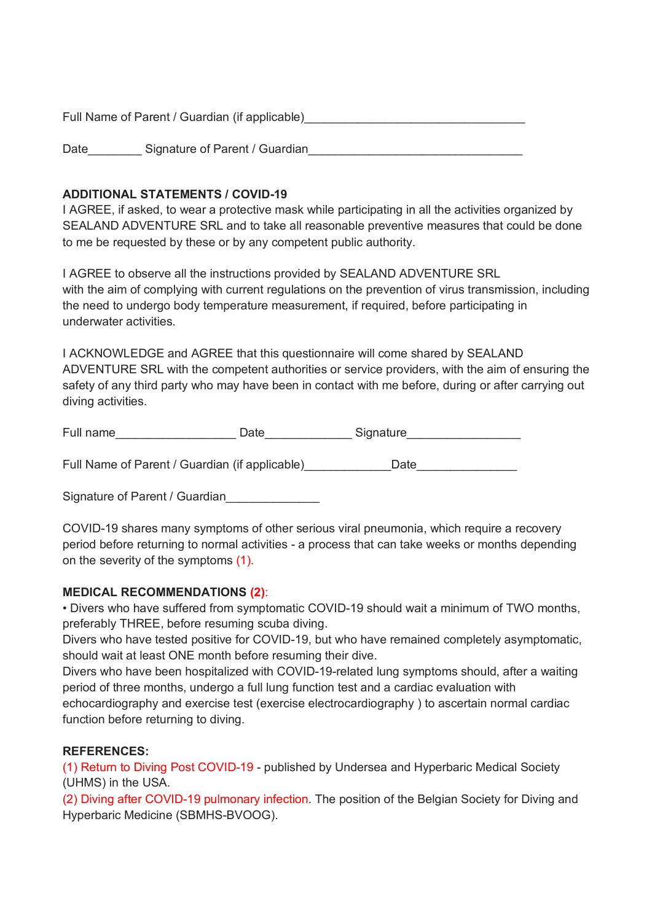Full Name of Parent / Guardian (if applicable)_________________________________

Date________ Signature of Parent / Guardian________________________________

**ADDITIONAL STATEMENTS / COVID-19**

I AGREE, if asked, to wear a protective mask while participating in all the activities organized by SEALAND ADVENTURE SRL and to take all reasonable preventive measures that could be done to me be requested by these or by any competent public authority.

I AGREE to observe all the instructions provided by SEALAND ADVENTURE SRL with the aim of complying with current regulations on the prevention of virus transmission, including the need to undergo body temperature measurement, if required, before participating in underwater activities.

I ACKNOWLEDGE and AGREE that this questionnaire will come shared by SEALAND ADVENTURE SRL with the competent authorities or service providers, with the aim of ensuring the safety of any third party who may have been in contact with me before, during or after carrying out diving activities.

Full name_________________ Date____________ Signature________________

Full Name of Parent / Guardian (if applicable)____________Date______________

Signature of Parent / Guardian_____________

COVID-19 shares many symptoms of other serious viral pneumonia, which require a recovery period before returning to normal activities - a process that can take weeks or months depending on the severity of the symptoms (1).

**MEDICAL RECOMMENDATIONS (2)**:

• Divers who have suffered from symptomatic COVID-19 should wait a minimum of TWO months, preferably THREE, before resuming scuba diving.

Divers who have tested positive for COVID-19, but who have remained completely asymptomatic, should wait at least ONE month before resuming their dive.

Divers who have been hospitalized with COVID-19-related lung symptoms should, after a waiting period of three months, undergo a full lung function test and a cardiac evaluation with echocardiography and exercise test (exercise electrocardiography ) to ascertain normal cardiac function before returning to diving.

**REFERENCES:**

(1) Return to Diving Post COVID-19 - published by Undersea and Hyperbaric Medical Society (UHMS) in the USA.

(2) Diving after COVID-19 pulmonary infection. The position of the Belgian Society for Diving and Hyperbaric Medicine (SBMHS-BVOOG).